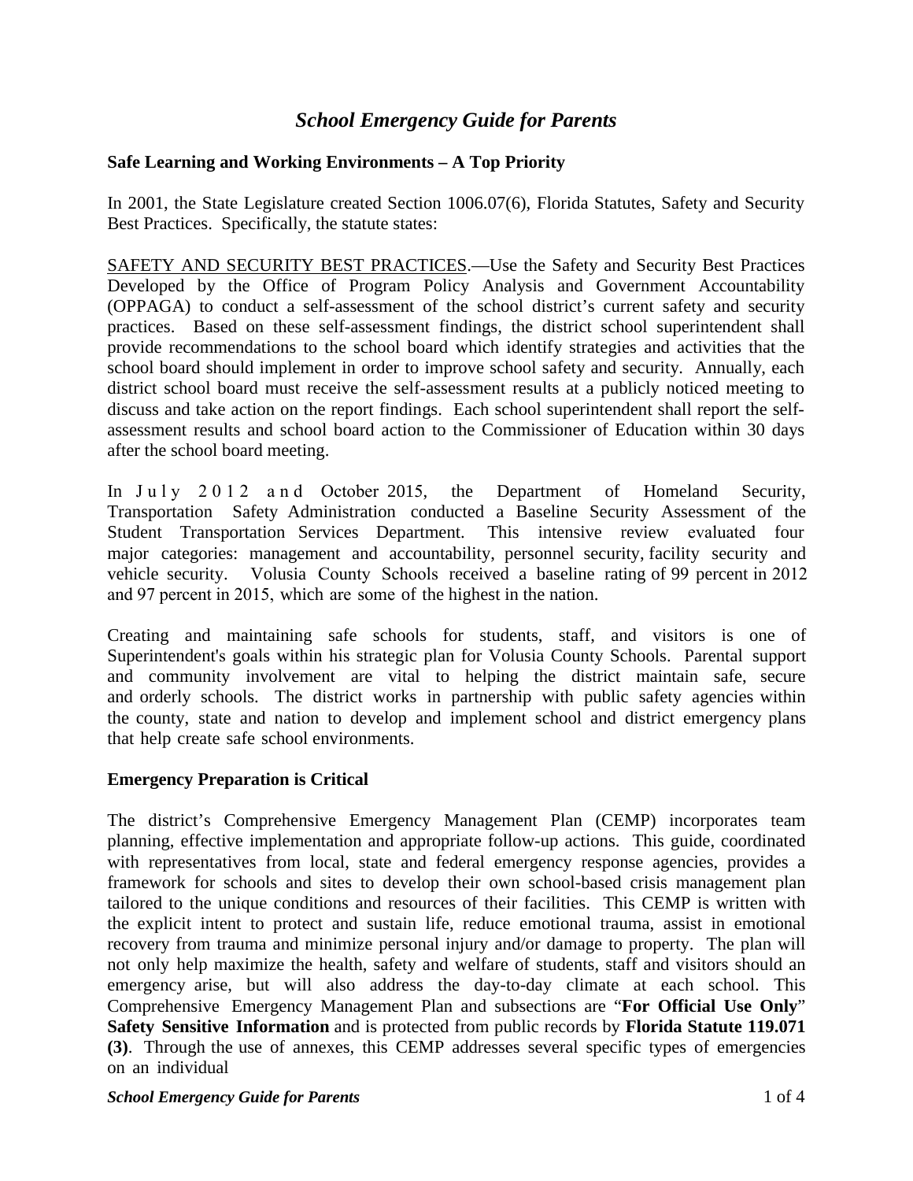# *School Emergency Guide for Parents*

**Safe Learning and Working Environments – A Top Priority**

In 2001, the State Legislature created Section 1006.07(6), Florida Statutes, Safety and Security Best Practices. Specifically, the statute states:

<u>SAFETY AND SECURITY BEST PRACTICES</u>.—Use the Safety and Security Best Practices Developed by the Office of Program Policy Analysis and Government Accountability (OPPAGA) to conduct a self-assessment of the school district's current safety and security practices. Based on these self-assessment findings, the district school superintendent shall provide recommendations to the school board which identify strategies and activities that the school board should implement in order to improve school safety and security. Annually, each district school board must receive the self-assessment results at a publicly noticed meeting to discuss and take action on the report findings. Each school superintendent shall report the self-assessment results and school board action to the Commissioner of Education within 30 days after the school board meeting.

In July 2012 and October 2015, the Department of Homeland Security, Transportation Safety Administration conducted a Baseline Security Assessment of the Student Transportation Services Department. This intensive review evaluated four major categories: management and accountability, personnel security, facility security and vehicle security. Volusia County Schools received a baseline rating of 99 percent in 2012 and 97 percent in 2015, which are some of the highest in the nation.

Creating and maintaining safe schools for students, staff, and visitors is one of Superintendent's goals within his strategic plan for Volusia County Schools. Parental support and community involvement are vital to helping the district maintain safe, secure and orderly schools. The district works in partnership with public safety agencies within the county, state and nation to develop and implement school and district emergency plans that help create safe school environments.

**Emergency Preparation is Critical**

The district's Comprehensive Emergency Management Plan (CEMP) incorporates team planning, effective implementation and appropriate follow-up actions. This guide, coordinated with representatives from local, state and federal emergency response agencies, provides a framework for schools and sites to develop their own school-based crisis management plan tailored to the unique conditions and resources of their facilities. This CEMP is written with the explicit intent to protect and sustain life, reduce emotional trauma, assist in emotional recovery from trauma and minimize personal injury and/or damage to property. The plan will not only help maximize the health, safety and welfare of students, staff and visitors should an emergency arise, but will also address the day-to-day climate at each school. This Comprehensive Emergency Management Plan and subsections are "**For Official Use Only**" **Safety Sensitive Information** and is protected from public records by **Florida Statute 119.071 (3)**. Through the use of annexes, this CEMP addresses several specific types of emergencies on an individual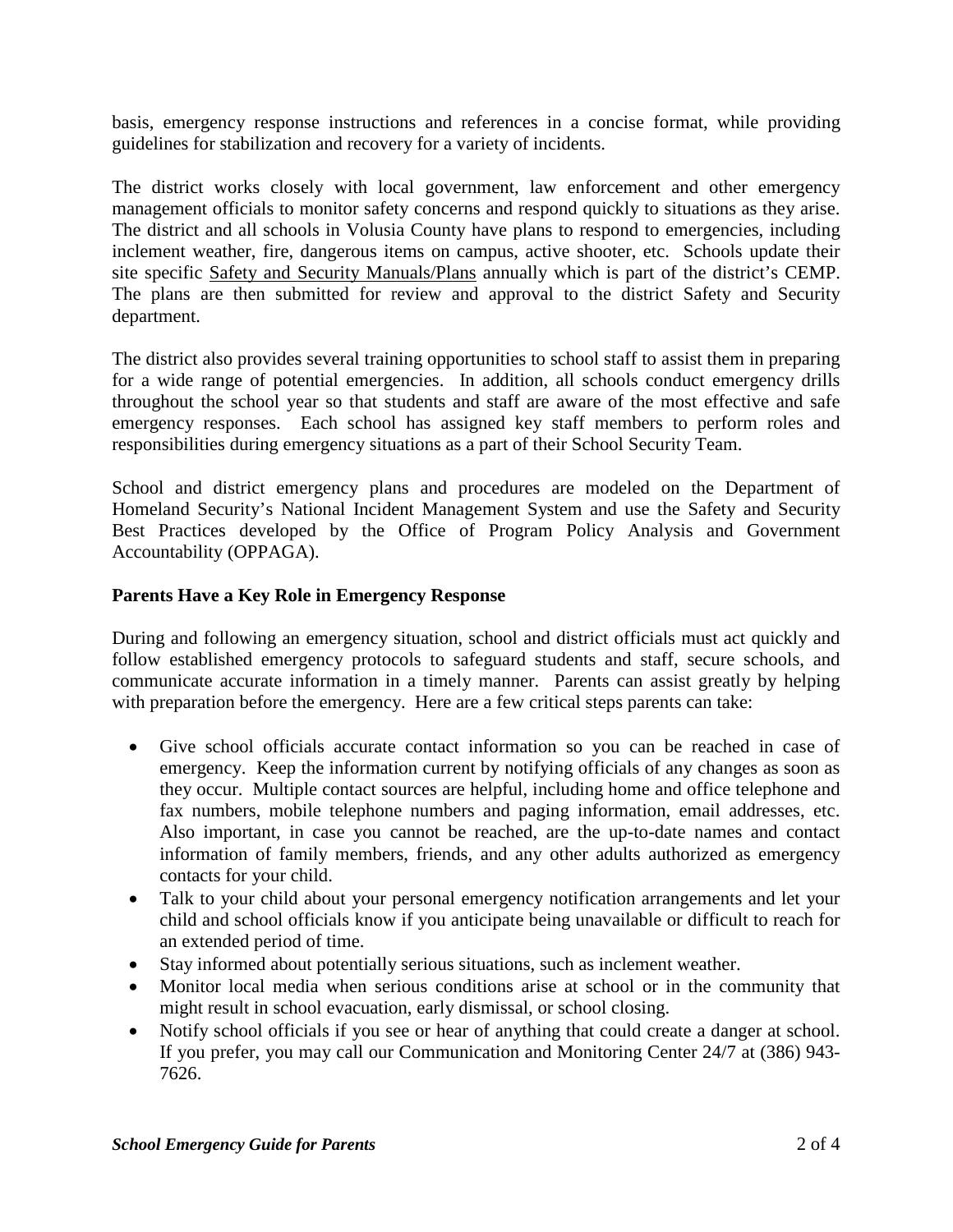basis, emergency response instructions and references in a concise format, while providing guidelines for stabilization and recovery for a variety of incidents.

The district works closely with local government, law enforcement and other emergency management officials to monitor safety concerns and respond quickly to situations as they arise. The district and all schools in Volusia County have plans to respond to emergencies, including inclement weather, fire, dangerous items on campus, active shooter, etc. Schools update their site specific Safety and Security Manuals/Plans annually which is part of the district's CEMP. The plans are then submitted for review and approval to the district Safety and Security department.

The district also provides several training opportunities to school staff to assist them in preparing for a wide range of potential emergencies. In addition, all schools conduct emergency drills throughout the school year so that students and staff are aware of the most effective and safe emergency responses. Each school has assigned key staff members to perform roles and responsibilities during emergency situations as a part of their School Security Team.

School and district emergency plans and procedures are modeled on the Department of Homeland Security's National Incident Management System and use the Safety and Security Best Practices developed by the Office of Program Policy Analysis and Government Accountability (OPPAGA).

**Parents Have a Key Role in Emergency Response**

During and following an emergency situation, school and district officials must act quickly and follow established emergency protocols to safeguard students and staff, secure schools, and communicate accurate information in a timely manner. Parents can assist greatly by helping with preparation before the emergency. Here are a few critical steps parents can take:

- Give school officials accurate contact information so you can be reached in case of emergency. Keep the information current by notifying officials of any changes as soon as they occur. Multiple contact sources are helpful, including home and office telephone and fax numbers, mobile telephone numbers and paging information, email addresses, etc. Also important, in case you cannot be reached, are the up-to-date names and contact information of family members, friends, and any other adults authorized as emergency contacts for your child.
- Talk to your child about your personal emergency notification arrangements and let your child and school officials know if you anticipate being unavailable or difficult to reach for an extended period of time.
- Stay informed about potentially serious situations, such as inclement weather.
- Monitor local media when serious conditions arise at school or in the community that might result in school evacuation, early dismissal, or school closing.
- Notify school officials if you see or hear of anything that could create a danger at school. If you prefer, you may call our Communication and Monitoring Center 24/7 at (386) 943-7626.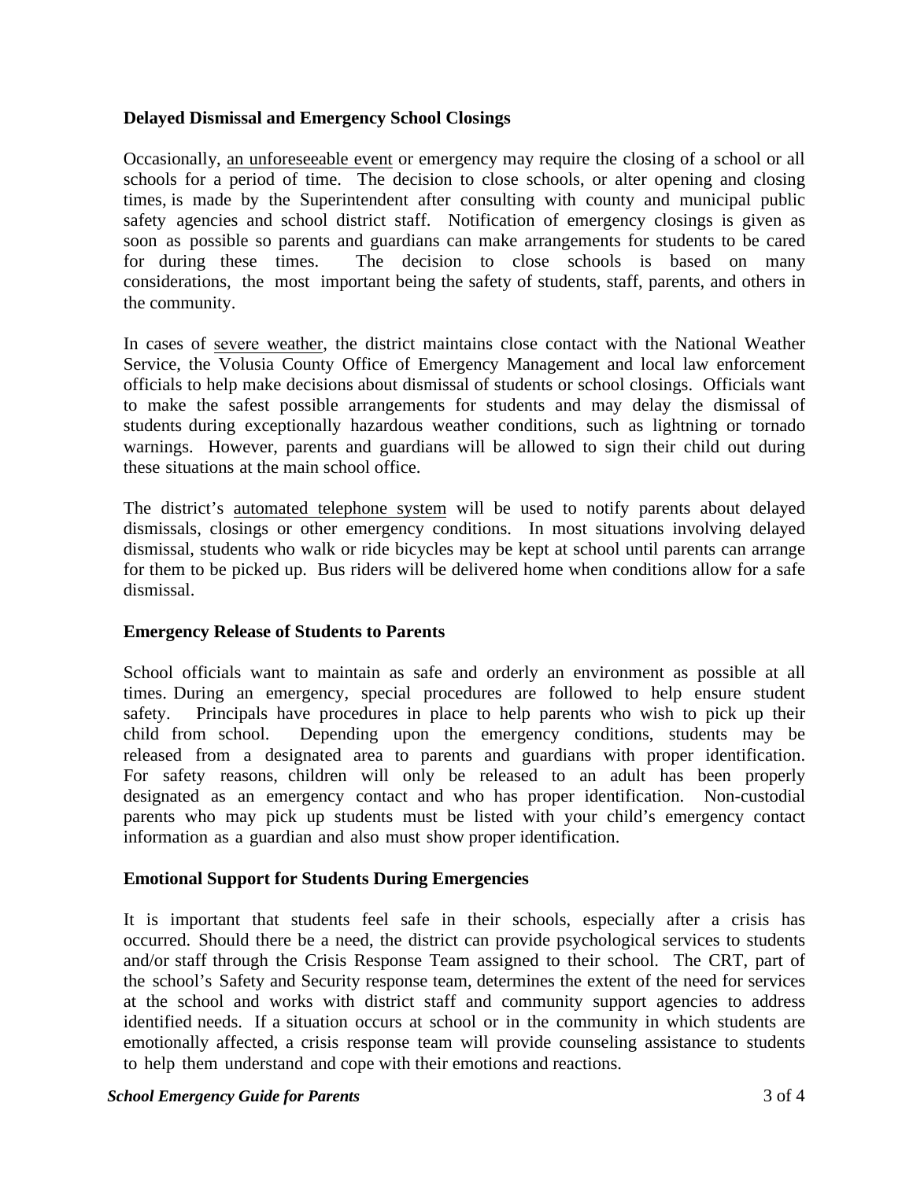**Delayed Dismissal and Emergency School Closings**

Occasionally, <u>an unforeseeable event</u> or emergency may require the closing of a school or all schools for a period of time. The decision to close schools, or alter opening and closing times, is made by the Superintendent after consulting with county and municipal public safety agencies and school district staff. Notification of emergency closings is given as soon as possible so parents and guardians can make arrangements for students to be cared for during these times. The decision to close schools is based on many considerations, the most important being the safety of students, staff, parents, and others in the community.

In cases of <u>severe weather</u>, the district maintains close contact with the National Weather Service, the Volusia County Office of Emergency Management and local law enforcement officials to help make decisions about dismissal of students or school closings. Officials want to make the safest possible arrangements for students and may delay the dismissal of students during exceptionally hazardous weather conditions, such as lightning or tornado warnings. However, parents and guardians will be allowed to sign their child out during these situations at the main school office.

The district's <u>automated telephone system</u> will be used to notify parents about delayed dismissals, closings or other emergency conditions. In most situations involving delayed dismissal, students who walk or ride bicycles may be kept at school until parents can arrange for them to be picked up. Bus riders will be delivered home when conditions allow for a safe dismissal.

**Emergency Release of Students to Parents**

School officials want to maintain as safe and orderly an environment as possible at all times. During an emergency, special procedures are followed to help ensure student safety. Principals have procedures in place to help parents who wish to pick up their child from school. Depending upon the emergency conditions, students may be released from a designated area to parents and guardians with proper identification. For safety reasons, children will only be released to an adult has been properly designated as an emergency contact and who has proper identification. Non-custodial parents who may pick up students must be listed with your child's emergency contact information as a guardian and also must show proper identification.

**Emotional Support for Students During Emergencies**

It is important that students feel safe in their schools, especially after a crisis has occurred. Should there be a need, the district can provide psychological services to students and/or staff through the Crisis Response Team assigned to their school. The CRT, part of the school's Safety and Security response team, determines the extent of the need for services at the school and works with district staff and community support agencies to address identified needs. If a situation occurs at school or in the community in which students are emotionally affected, a crisis response team will provide counseling assistance to students to help them understand and cope with their emotions and reactions.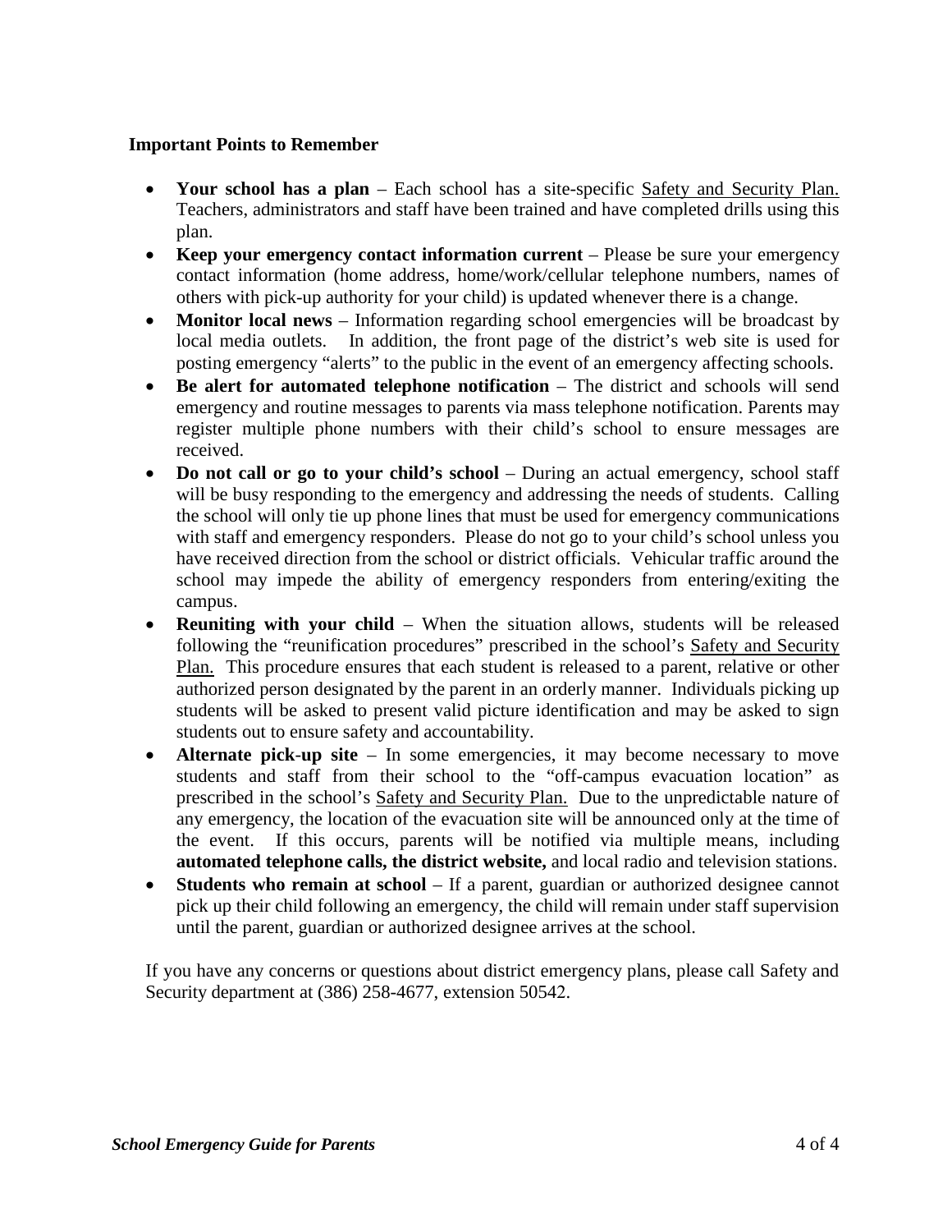**Important Points to Remember**

- **Your school has a plan** – Each school has a site-specific Safety and Security Plan. Teachers, administrators and staff have been trained and have completed drills using this plan.
- **Keep your emergency contact information current** – Please be sure your emergency contact information (home address, home/work/cellular telephone numbers, names of others with pick-up authority for your child) is updated whenever there is a change.
- **Monitor local news** – Information regarding school emergencies will be broadcast by local media outlets. In addition, the front page of the district's web site is used for posting emergency "alerts" to the public in the event of an emergency affecting schools.
- **Be alert for automated telephone notification** – The district and schools will send emergency and routine messages to parents via mass telephone notification. Parents may register multiple phone numbers with their child's school to ensure messages are received.
- **Do not call or go to your child's school** – During an actual emergency, school staff will be busy responding to the emergency and addressing the needs of students. Calling the school will only tie up phone lines that must be used for emergency communications with staff and emergency responders. Please do not go to your child's school unless you have received direction from the school or district officials. Vehicular traffic around the school may impede the ability of emergency responders from entering/exiting the campus.
- **Reuniting with your child** – When the situation allows, students will be released following the "reunification procedures" prescribed in the school's Safety and Security Plan. This procedure ensures that each student is released to a parent, relative or other authorized person designated by the parent in an orderly manner. Individuals picking up students will be asked to present valid picture identification and may be asked to sign students out to ensure safety and accountability.
- **Alternate pick-up site** – In some emergencies, it may become necessary to move students and staff from their school to the "off-campus evacuation location" as prescribed in the school's Safety and Security Plan. Due to the unpredictable nature of any emergency, the location of the evacuation site will be announced only at the time of the event. If this occurs, parents will be notified via multiple means, including **automated telephone calls, the district website,** and local radio and television stations.
- **Students who remain at school** – If a parent, guardian or authorized designee cannot pick up their child following an emergency, the child will remain under staff supervision until the parent, guardian or authorized designee arrives at the school.

If you have any concerns or questions about district emergency plans, please call Safety and Security department at (386) 258-4677, extension 50542.